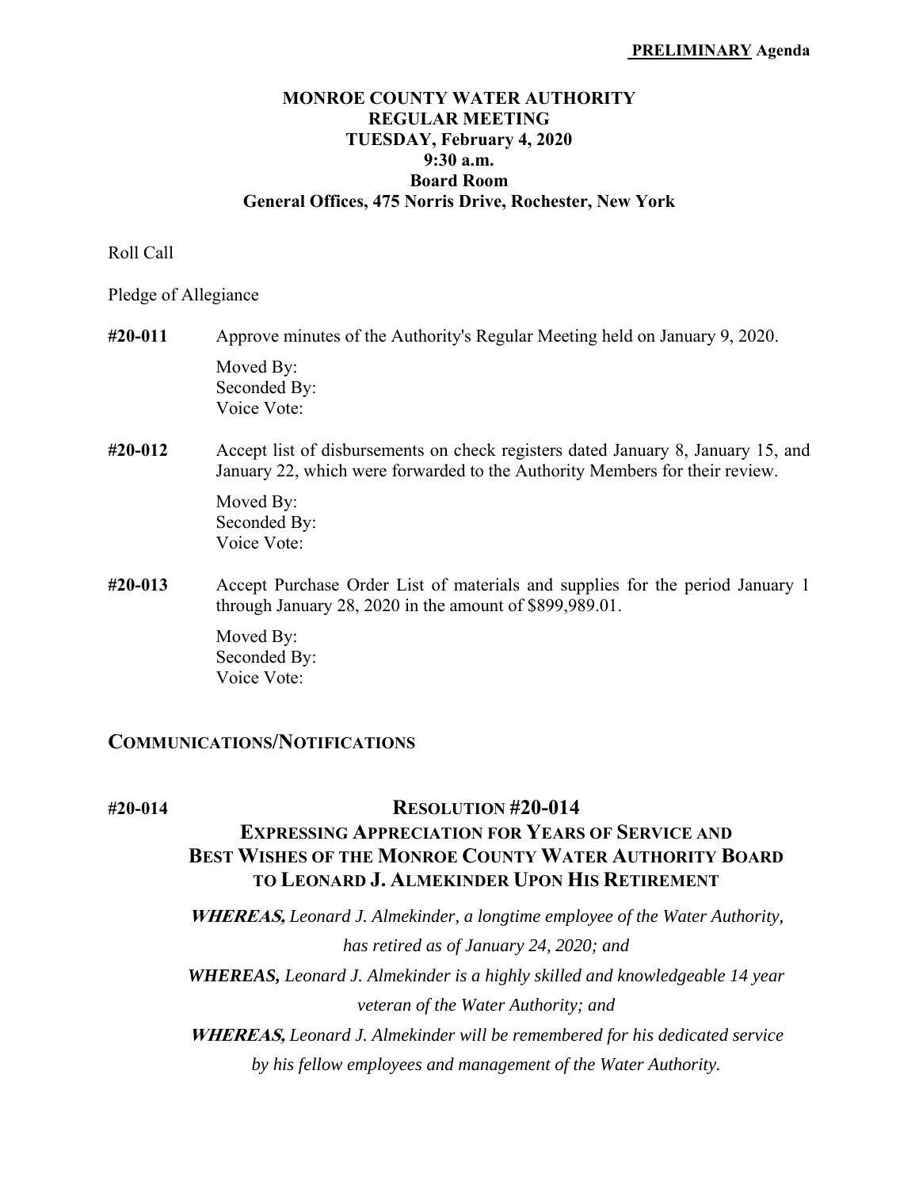**PRELIMINARY Agenda**

# MONROE COUNTY WATER AUTHORITY
## REGULAR MEETING
## TUESDAY, February 4, 2020
## 9:30 a.m.
## Board Room
## General Offices, 475 Norris Drive, Rochester, New York

Roll Call

Pledge of Allegiance

**#20-011** Approve minutes of the Authority's Regular Meeting held on January 9, 2020.

Moved By:
Seconded By:
Voice Vote:

**#20-012** Accept list of disbursements on check registers dated January 8, January 15, and January 22, which were forwarded to the Authority Members for their review.

Moved By:
Seconded By:
Voice Vote:

**#20-013** Accept Purchase Order List of materials and supplies for the period January 1 through January 28, 2020 in the amount of $899,989.01.

Moved By:
Seconded By:
Voice Vote:

## COMMUNICATIONS/NOTIFICATIONS

**#20-014**

### RESOLUTION #20-014
### EXPRESSING APPRECIATION FOR YEARS OF SERVICE AND BEST WISHES OF THE MONROE COUNTY WATER AUTHORITY BOARD TO LEONARD J. ALMEKINDER UPON HIS RETIREMENT

***WHEREAS,*** *Leonard J. Almekinder, a longtime employee of the Water Authority, has retired as of January 24, 2020; and*

***WHEREAS,*** *Leonard J. Almekinder is a highly skilled and knowledgeable 14 year veteran of the Water Authority; and*

***WHEREAS,*** *Leonard J. Almekinder will be remembered for his dedicated service by his fellow employees and management of the Water Authority.*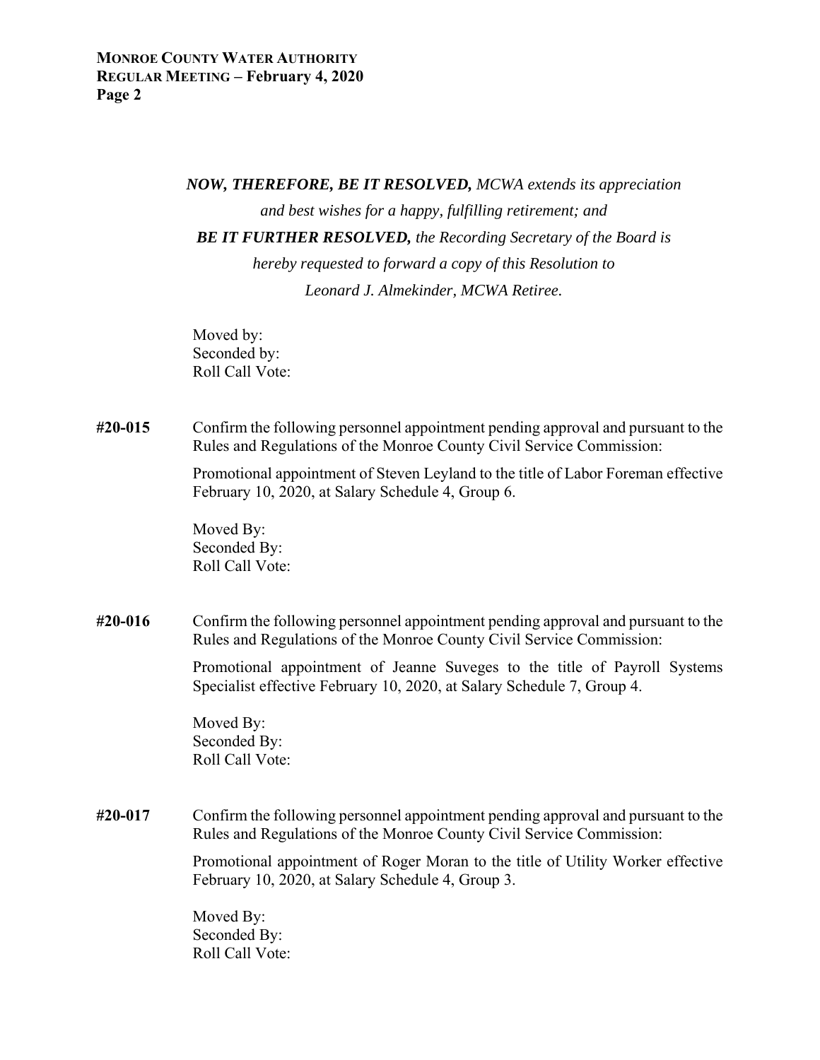***NOW, THEREFORE, BE IT RESOLVED,*** *MCWA extends its appreciation and best wishes for a happy, fulfilling retirement; and*
***BE IT FURTHER RESOLVED,*** *the Recording Secretary of the Board is hereby requested to forward a copy of this Resolution to Leonard J. Almekinder, MCWA Retiree.*

Moved by:
Seconded by:
Roll Call Vote:

**#20-015** Confirm the following personnel appointment pending approval and pursuant to the Rules and Regulations of the Monroe County Civil Service Commission:

Promotional appointment of Steven Leyland to the title of Labor Foreman effective February 10, 2020, at Salary Schedule 4, Group 6.

Moved By:
Seconded By:
Roll Call Vote:

**#20-016** Confirm the following personnel appointment pending approval and pursuant to the Rules and Regulations of the Monroe County Civil Service Commission:

Promotional appointment of Jeanne Suveges to the title of Payroll Systems Specialist effective February 10, 2020, at Salary Schedule 7, Group 4.

Moved By:
Seconded By:
Roll Call Vote:

**#20-017** Confirm the following personnel appointment pending approval and pursuant to the Rules and Regulations of the Monroe County Civil Service Commission:

Promotional appointment of Roger Moran to the title of Utility Worker effective February 10, 2020, at Salary Schedule 4, Group 3.

Moved By:
Seconded By:
Roll Call Vote: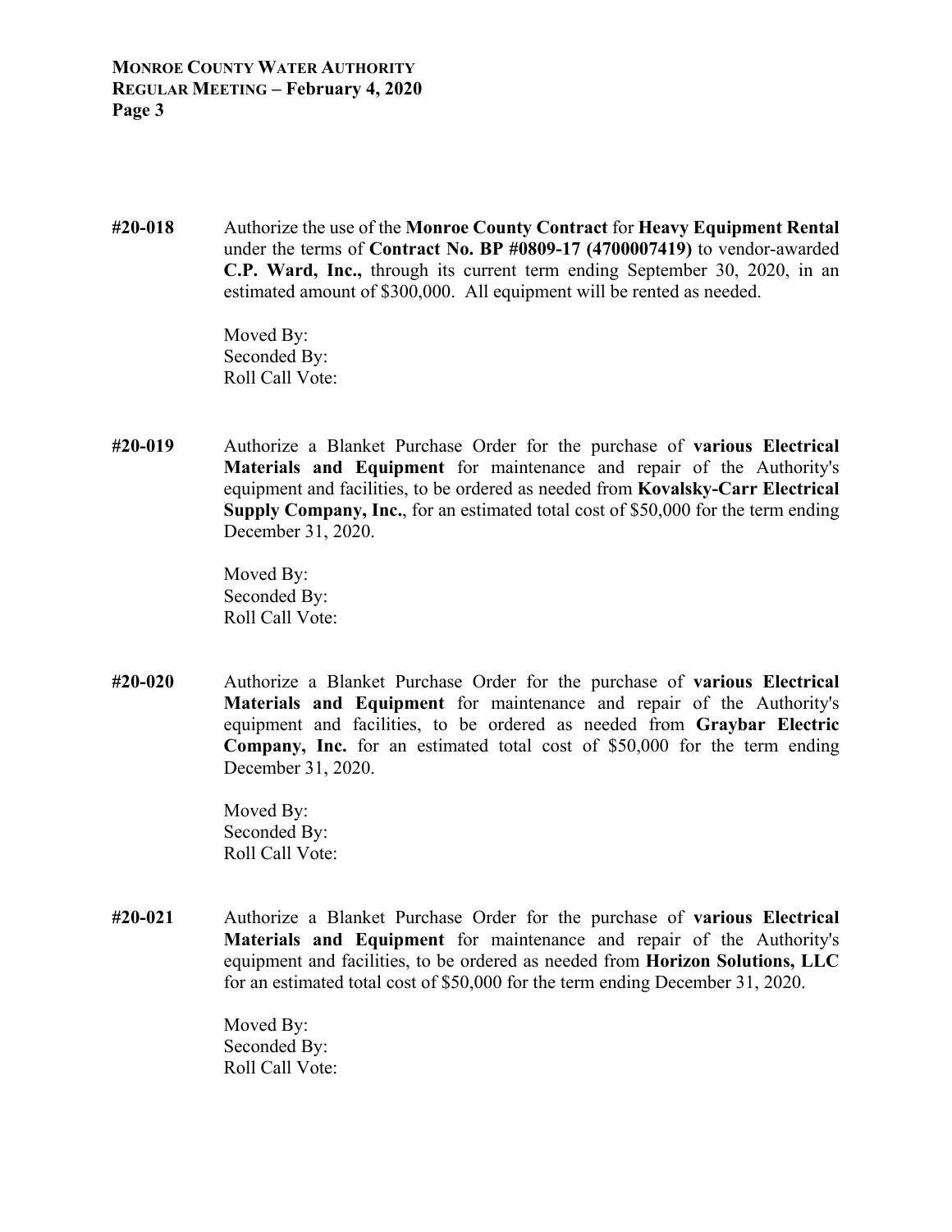**#20-018** Authorize the use of the **Monroe County Contract** for **Heavy Equipment Rental** under the terms of **Contract No. BP #0809-17 (4700007419)** to vendor-awarded **C.P. Ward, Inc.,** through its current term ending September 30, 2020, in an estimated amount of $300,000. All equipment will be rented as needed.

Moved By:
Seconded By:
Roll Call Vote:

**#20-019** Authorize a Blanket Purchase Order for the purchase of **various Electrical Materials and Equipment** for maintenance and repair of the Authority's equipment and facilities, to be ordered as needed from **Kovalsky-Carr Electrical Supply Company, Inc.**, for an estimated total cost of $50,000 for the term ending December 31, 2020.

Moved By:
Seconded By:
Roll Call Vote:

**#20-020** Authorize a Blanket Purchase Order for the purchase of **various Electrical Materials and Equipment** for maintenance and repair of the Authority's equipment and facilities, to be ordered as needed from **Graybar Electric Company, Inc.** for an estimated total cost of $50,000 for the term ending December 31, 2020.

Moved By:
Seconded By:
Roll Call Vote:

**#20-021** Authorize a Blanket Purchase Order for the purchase of **various Electrical Materials and Equipment** for maintenance and repair of the Authority's equipment and facilities, to be ordered as needed from **Horizon Solutions, LLC** for an estimated total cost of $50,000 for the term ending December 31, 2020.

Moved By:
Seconded By:
Roll Call Vote: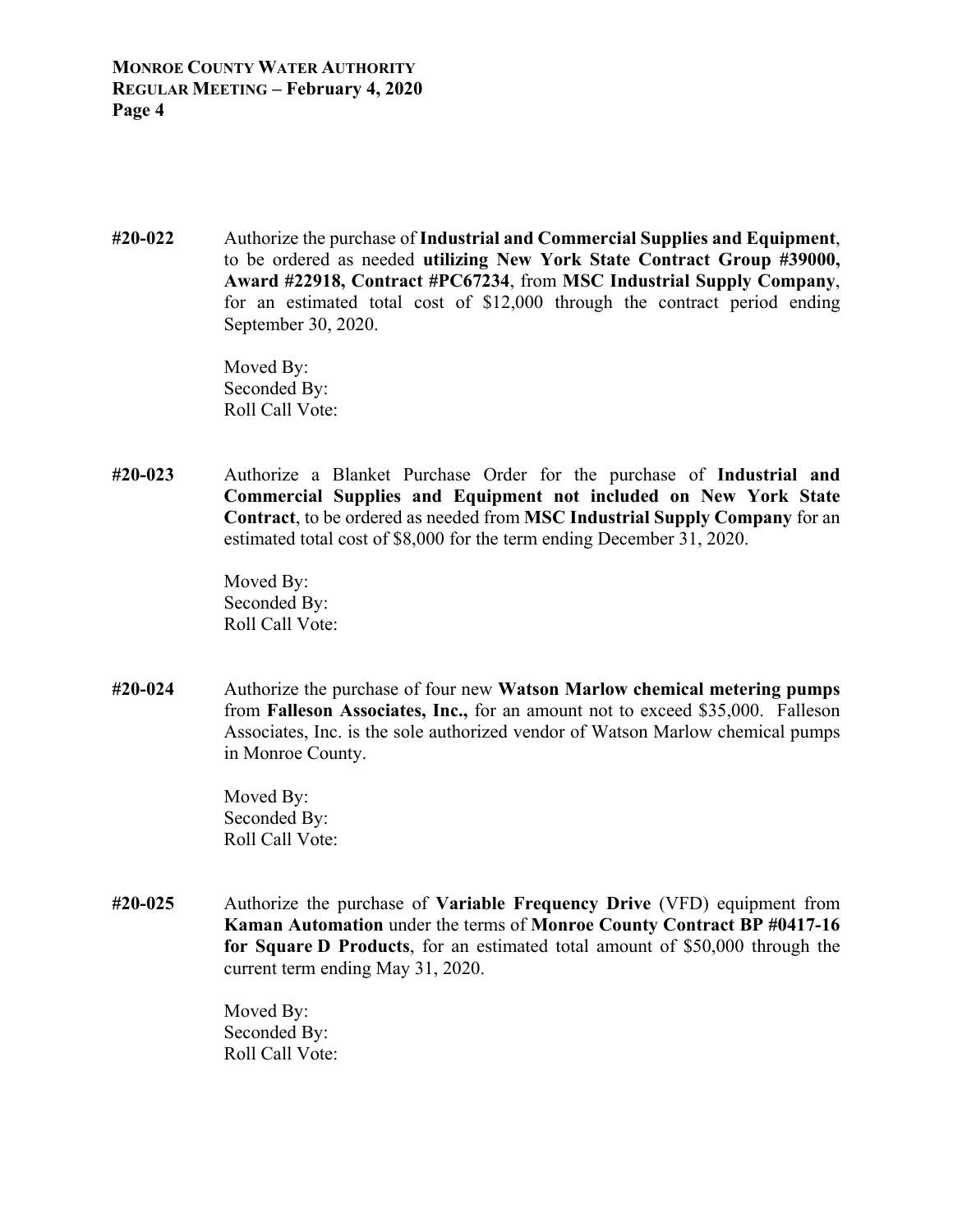**#20-022** Authorize the purchase of **Industrial and Commercial Supplies and Equipment**, to be ordered as needed **utilizing New York State Contract Group #39000, Award #22918, Contract #PC67234**, from **MSC Industrial Supply Company**, for an estimated total cost of $12,000 through the contract period ending September 30, 2020.

Moved By:
Seconded By:
Roll Call Vote:

**#20-023** Authorize a Blanket Purchase Order for the purchase of **Industrial and Commercial Supplies and Equipment not included on New York State Contract**, to be ordered as needed from **MSC Industrial Supply Company** for an estimated total cost of $8,000 for the term ending December 31, 2020.

Moved By:
Seconded By:
Roll Call Vote:

**#20-024** Authorize the purchase of four new **Watson Marlow chemical metering pumps** from **Falleson Associates, Inc.,** for an amount not to exceed $35,000. Falleson Associates, Inc. is the sole authorized vendor of Watson Marlow chemical pumps in Monroe County.

Moved By:
Seconded By:
Roll Call Vote:

**#20-025** Authorize the purchase of **Variable Frequency Drive** (VFD) equipment from **Kaman Automation** under the terms of **Monroe County Contract BP #0417-16 for Square D Products**, for an estimated total amount of $50,000 through the current term ending May 31, 2020.

Moved By:
Seconded By:
Roll Call Vote: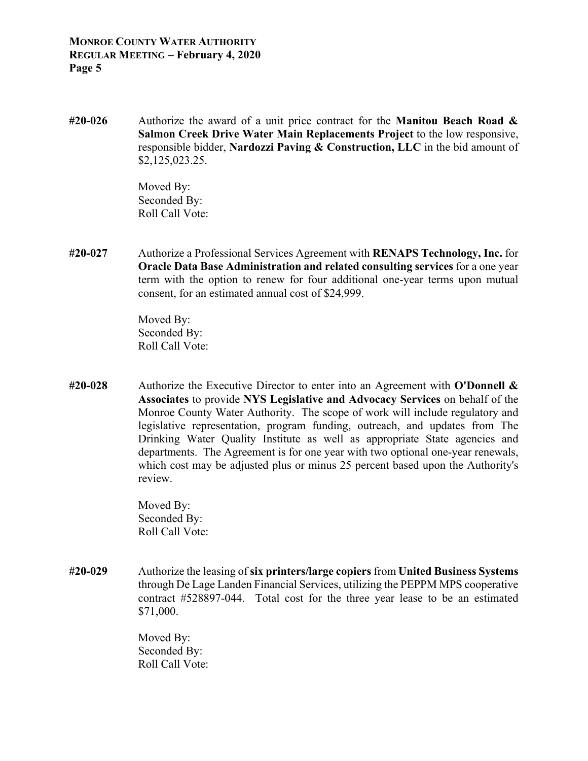**#20-026** Authorize the award of a unit price contract for the **Manitou Beach Road & Salmon Creek Drive Water Main Replacements Project** to the low responsive, responsible bidder, **Nardozzi Paving & Construction, LLC** in the bid amount of $2,125,023.25.

Moved By:
Seconded By:
Roll Call Vote:

**#20-027** Authorize a Professional Services Agreement with **RENAPS Technology, Inc.** for **Oracle Data Base Administration and related consulting services** for a one year term with the option to renew for four additional one-year terms upon mutual consent, for an estimated annual cost of $24,999.

Moved By:
Seconded By:
Roll Call Vote:

**#20-028** Authorize the Executive Director to enter into an Agreement with **O'Donnell & Associates** to provide **NYS Legislative and Advocacy Services** on behalf of the Monroe County Water Authority. The scope of work will include regulatory and legislative representation, program funding, outreach, and updates from The Drinking Water Quality Institute as well as appropriate State agencies and departments. The Agreement is for one year with two optional one-year renewals, which cost may be adjusted plus or minus 25 percent based upon the Authority's review.

Moved By:
Seconded By:
Roll Call Vote:

**#20-029** Authorize the leasing of **six printers/large copiers** from **United Business Systems** through De Lage Landen Financial Services, utilizing the PEPPM MPS cooperative contract #528897-044. Total cost for the three year lease to be an estimated $71,000.

Moved By:
Seconded By:
Roll Call Vote: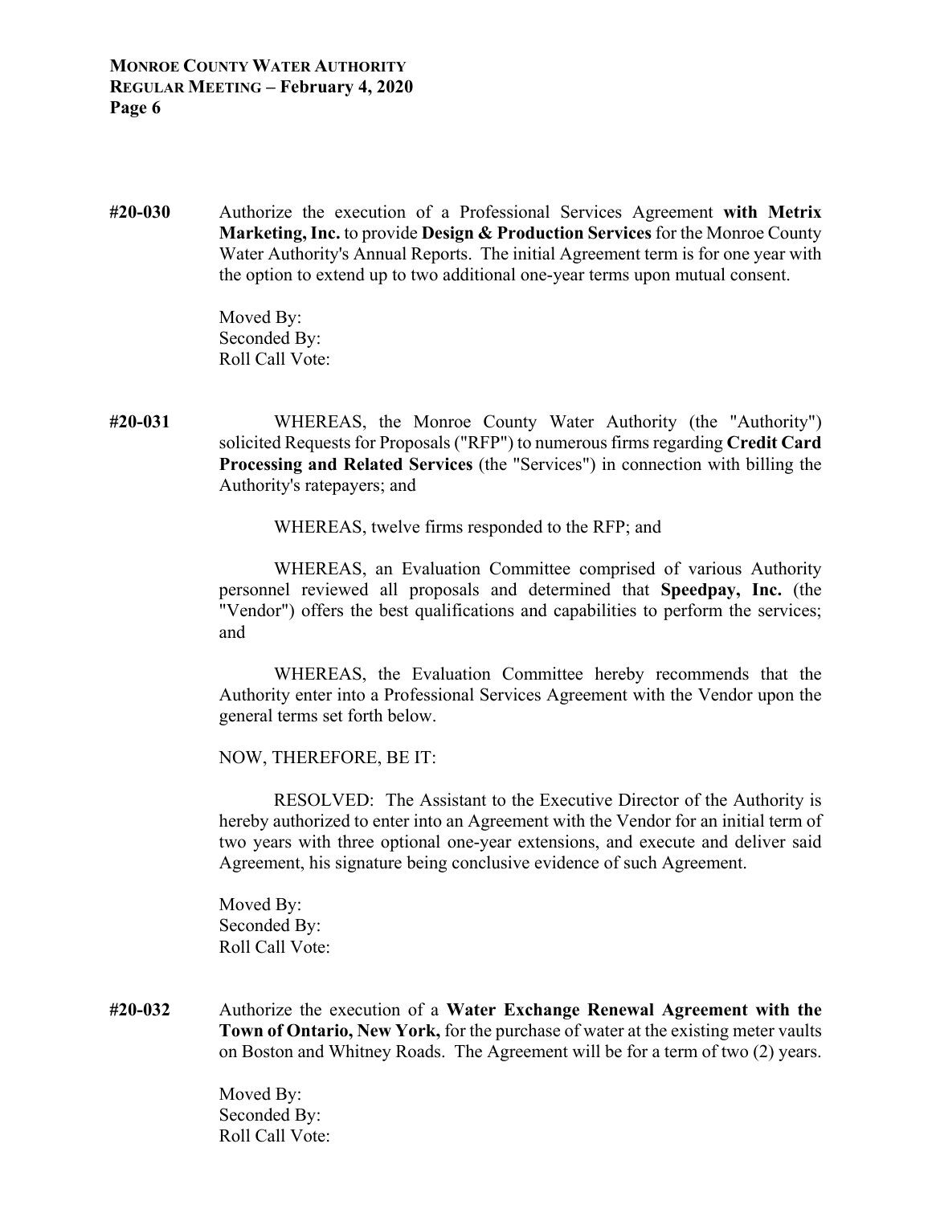**#20-030** Authorize the execution of a Professional Services Agreement **with Metrix Marketing, Inc.** to provide **Design & Production Services** for the Monroe County Water Authority's Annual Reports. The initial Agreement term is for one year with the option to extend up to two additional one-year terms upon mutual consent.

Moved By:
Seconded By:
Roll Call Vote:

**#20-031** WHEREAS, the Monroe County Water Authority (the "Authority") solicited Requests for Proposals ("RFP") to numerous firms regarding **Credit Card Processing and Related Services** (the "Services") in connection with billing the Authority's ratepayers; and

WHEREAS, twelve firms responded to the RFP; and

WHEREAS, an Evaluation Committee comprised of various Authority personnel reviewed all proposals and determined that **Speedpay, Inc.** (the "Vendor") offers the best qualifications and capabilities to perform the services; and

WHEREAS, the Evaluation Committee hereby recommends that the Authority enter into a Professional Services Agreement with the Vendor upon the general terms set forth below.

NOW, THEREFORE, BE IT:

RESOLVED: The Assistant to the Executive Director of the Authority is hereby authorized to enter into an Agreement with the Vendor for an initial term of two years with three optional one-year extensions, and execute and deliver said Agreement, his signature being conclusive evidence of such Agreement.

Moved By:
Seconded By:
Roll Call Vote:

**#20-032** Authorize the execution of a **Water Exchange Renewal Agreement with the Town of Ontario, New York,** for the purchase of water at the existing meter vaults on Boston and Whitney Roads. The Agreement will be for a term of two (2) years.

Moved By:
Seconded By:
Roll Call Vote: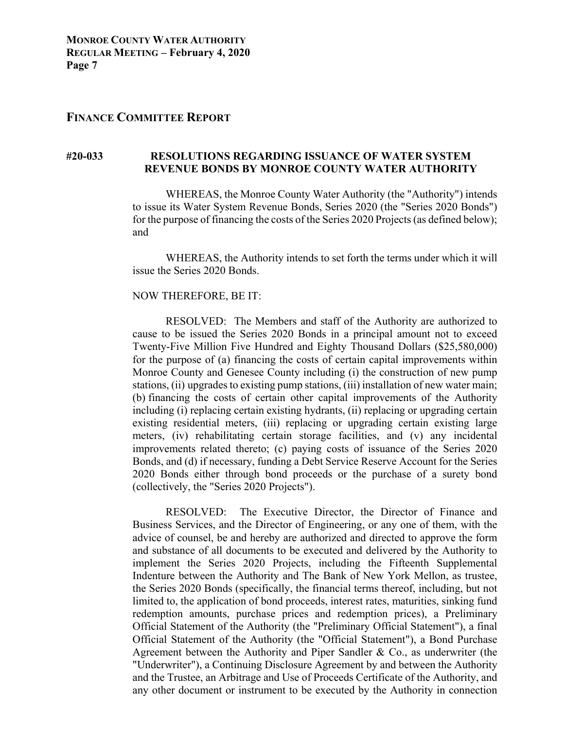## FINANCE COMMITTEE REPORT

### #20-033 RESOLUTIONS REGARDING ISSUANCE OF WATER SYSTEM REVENUE BONDS BY MONROE COUNTY WATER AUTHORITY

WHEREAS, the Monroe County Water Authority (the "Authority") intends to issue its Water System Revenue Bonds, Series 2020 (the "Series 2020 Bonds") for the purpose of financing the costs of the Series 2020 Projects (as defined below); and

WHEREAS, the Authority intends to set forth the terms under which it will issue the Series 2020 Bonds.

NOW THEREFORE, BE IT:

RESOLVED: The Members and staff of the Authority are authorized to cause to be issued the Series 2020 Bonds in a principal amount not to exceed Twenty-Five Million Five Hundred and Eighty Thousand Dollars ($25,580,000) for the purpose of (a) financing the costs of certain capital improvements within Monroe County and Genesee County including (i) the construction of new pump stations, (ii) upgrades to existing pump stations, (iii) installation of new water main; (b) financing the costs of certain other capital improvements of the Authority including (i) replacing certain existing hydrants, (ii) replacing or upgrading certain existing residential meters, (iii) replacing or upgrading certain existing large meters, (iv) rehabilitating certain storage facilities, and (v) any incidental improvements related thereto; (c) paying costs of issuance of the Series 2020 Bonds, and (d) if necessary, funding a Debt Service Reserve Account for the Series 2020 Bonds either through bond proceeds or the purchase of a surety bond (collectively, the "Series 2020 Projects").

RESOLVED: The Executive Director, the Director of Finance and Business Services, and the Director of Engineering, or any one of them, with the advice of counsel, be and hereby are authorized and directed to approve the form and substance of all documents to be executed and delivered by the Authority to implement the Series 2020 Projects, including the Fifteenth Supplemental Indenture between the Authority and The Bank of New York Mellon, as trustee, the Series 2020 Bonds (specifically, the financial terms thereof, including, but not limited to, the application of bond proceeds, interest rates, maturities, sinking fund redemption amounts, purchase prices and redemption prices), a Preliminary Official Statement of the Authority (the "Preliminary Official Statement"), a final Official Statement of the Authority (the "Official Statement"), a Bond Purchase Agreement between the Authority and Piper Sandler & Co., as underwriter (the "Underwriter"), a Continuing Disclosure Agreement by and between the Authority and the Trustee, an Arbitrage and Use of Proceeds Certificate of the Authority, and any other document or instrument to be executed by the Authority in connection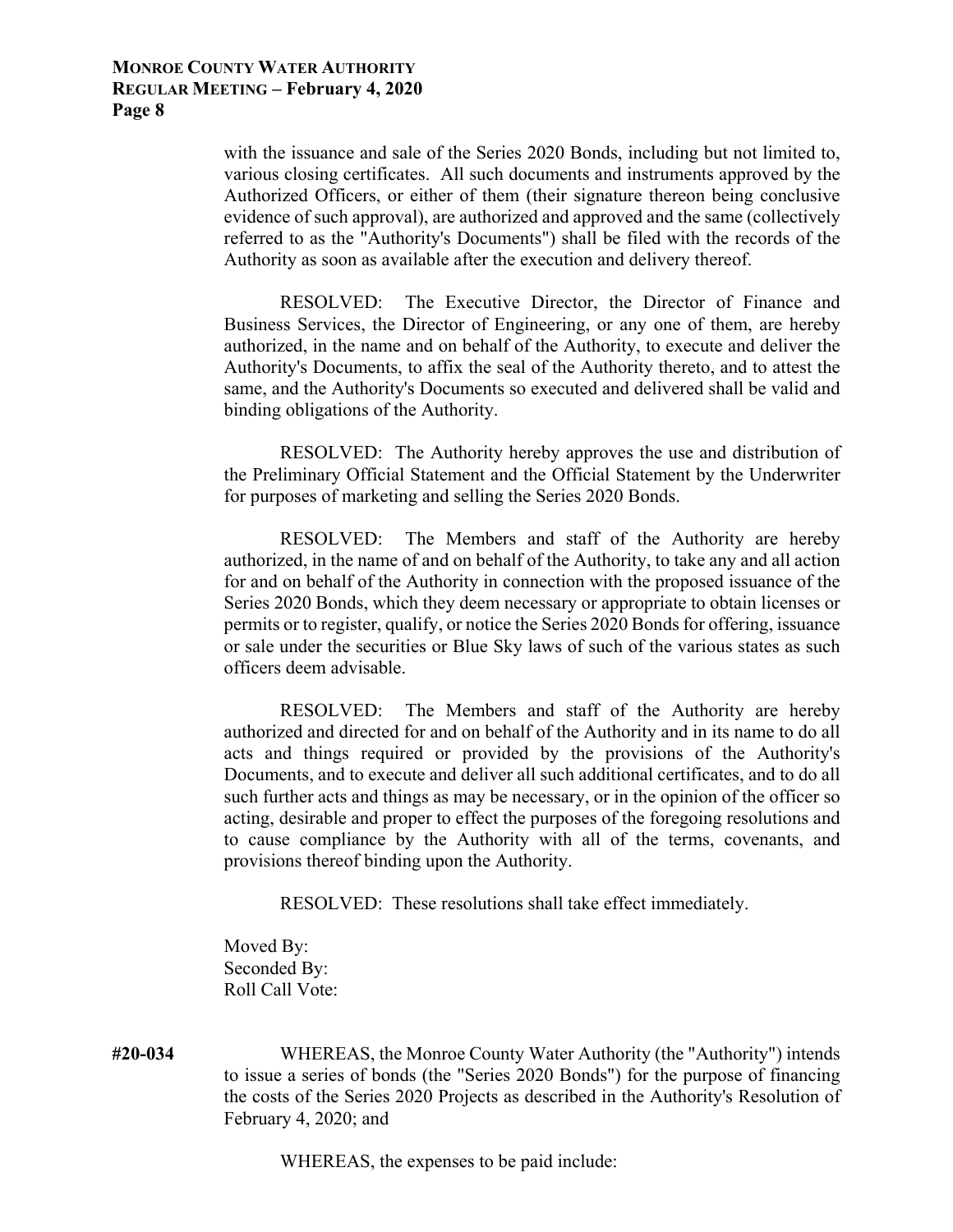with the issuance and sale of the Series 2020 Bonds, including but not limited to, various closing certificates. All such documents and instruments approved by the Authorized Officers, or either of them (their signature thereon being conclusive evidence of such approval), are authorized and approved and the same (collectively referred to as the "Authority's Documents") shall be filed with the records of the Authority as soon as available after the execution and delivery thereof.

RESOLVED: The Executive Director, the Director of Finance and Business Services, the Director of Engineering, or any one of them, are hereby authorized, in the name and on behalf of the Authority, to execute and deliver the Authority's Documents, to affix the seal of the Authority thereto, and to attest the same, and the Authority's Documents so executed and delivered shall be valid and binding obligations of the Authority.

RESOLVED: The Authority hereby approves the use and distribution of the Preliminary Official Statement and the Official Statement by the Underwriter for purposes of marketing and selling the Series 2020 Bonds.

RESOLVED: The Members and staff of the Authority are hereby authorized, in the name of and on behalf of the Authority, to take any and all action for and on behalf of the Authority in connection with the proposed issuance of the Series 2020 Bonds, which they deem necessary or appropriate to obtain licenses or permits or to register, qualify, or notice the Series 2020 Bonds for offering, issuance or sale under the securities or Blue Sky laws of such of the various states as such officers deem advisable.

RESOLVED: The Members and staff of the Authority are hereby authorized and directed for and on behalf of the Authority and in its name to do all acts and things required or provided by the provisions of the Authority's Documents, and to execute and deliver all such additional certificates, and to do all such further acts and things as may be necessary, or in the opinion of the officer so acting, desirable and proper to effect the purposes of the foregoing resolutions and to cause compliance by the Authority with all of the terms, covenants, and provisions thereof binding upon the Authority.

RESOLVED: These resolutions shall take effect immediately.

Moved By:
Seconded By:
Roll Call Vote:

**#20-034** WHEREAS, the Monroe County Water Authority (the "Authority") intends to issue a series of bonds (the "Series 2020 Bonds") for the purpose of financing the costs of the Series 2020 Projects as described in the Authority's Resolution of February 4, 2020; and

WHEREAS, the expenses to be paid include: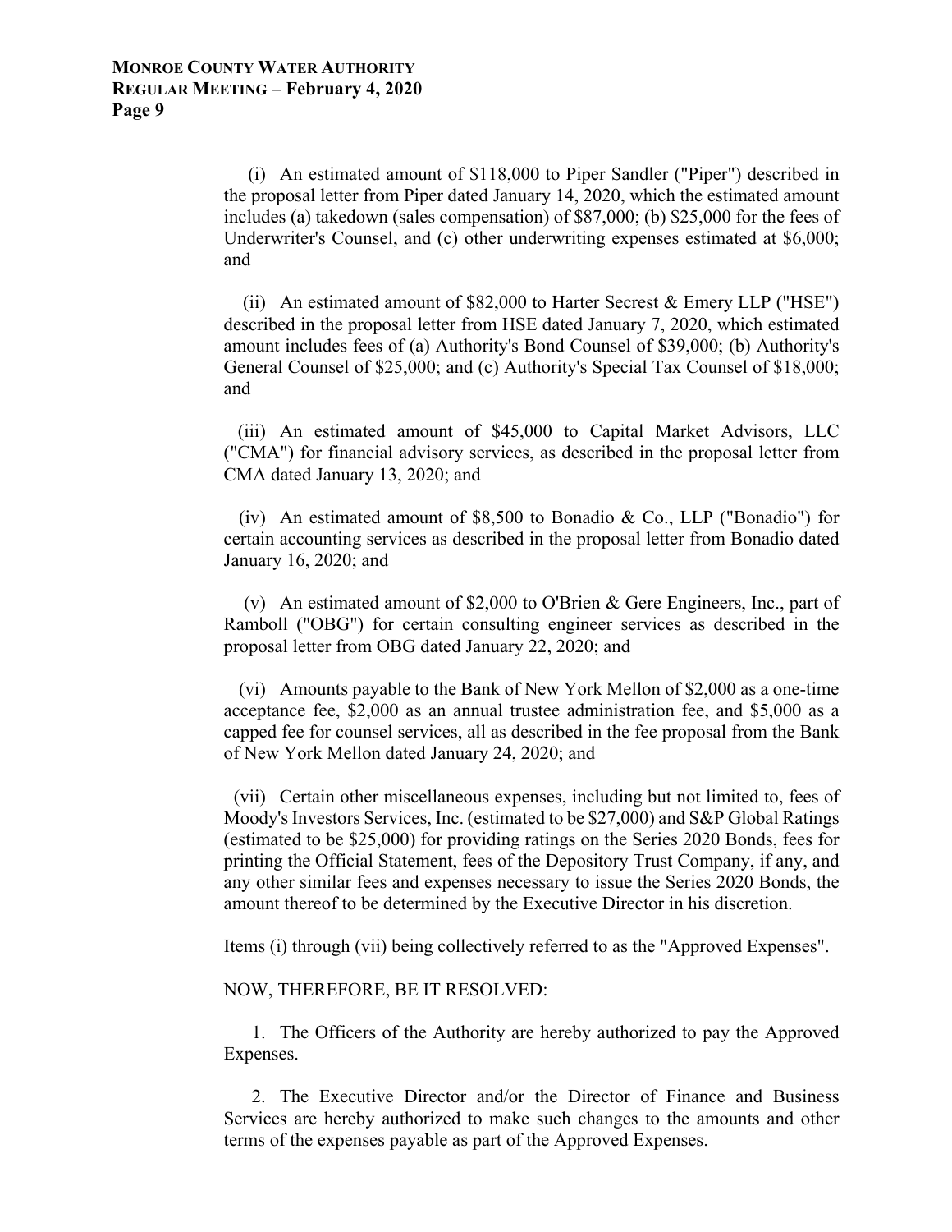(i) An estimated amount of $118,000 to Piper Sandler ("Piper") described in the proposal letter from Piper dated January 14, 2020, which the estimated amount includes (a) takedown (sales compensation) of $87,000; (b) $25,000 for the fees of Underwriter's Counsel, and (c) other underwriting expenses estimated at $6,000; and

(ii) An estimated amount of $82,000 to Harter Secrest & Emery LLP ("HSE") described in the proposal letter from HSE dated January 7, 2020, which estimated amount includes fees of (a) Authority's Bond Counsel of $39,000; (b) Authority's General Counsel of $25,000; and (c) Authority's Special Tax Counsel of $18,000; and

(iii) An estimated amount of $45,000 to Capital Market Advisors, LLC ("CMA") for financial advisory services, as described in the proposal letter from CMA dated January 13, 2020; and

(iv) An estimated amount of $8,500 to Bonadio & Co., LLP ("Bonadio") for certain accounting services as described in the proposal letter from Bonadio dated January 16, 2020; and

(v) An estimated amount of $2,000 to O'Brien & Gere Engineers, Inc., part of Ramboll ("OBG") for certain consulting engineer services as described in the proposal letter from OBG dated January 22, 2020; and

(vi) Amounts payable to the Bank of New York Mellon of $2,000 as a one-time acceptance fee, $2,000 as an annual trustee administration fee, and $5,000 as a capped fee for counsel services, all as described in the fee proposal from the Bank of New York Mellon dated January 24, 2020; and

(vii) Certain other miscellaneous expenses, including but not limited to, fees of Moody's Investors Services, Inc. (estimated to be $27,000) and S&P Global Ratings (estimated to be $25,000) for providing ratings on the Series 2020 Bonds, fees for printing the Official Statement, fees of the Depository Trust Company, if any, and any other similar fees and expenses necessary to issue the Series 2020 Bonds, the amount thereof to be determined by the Executive Director in his discretion.

Items (i) through (vii) being collectively referred to as the "Approved Expenses".

NOW, THEREFORE, BE IT RESOLVED:

1. The Officers of the Authority are hereby authorized to pay the Approved Expenses.

2. The Executive Director and/or the Director of Finance and Business Services are hereby authorized to make such changes to the amounts and other terms of the expenses payable as part of the Approved Expenses.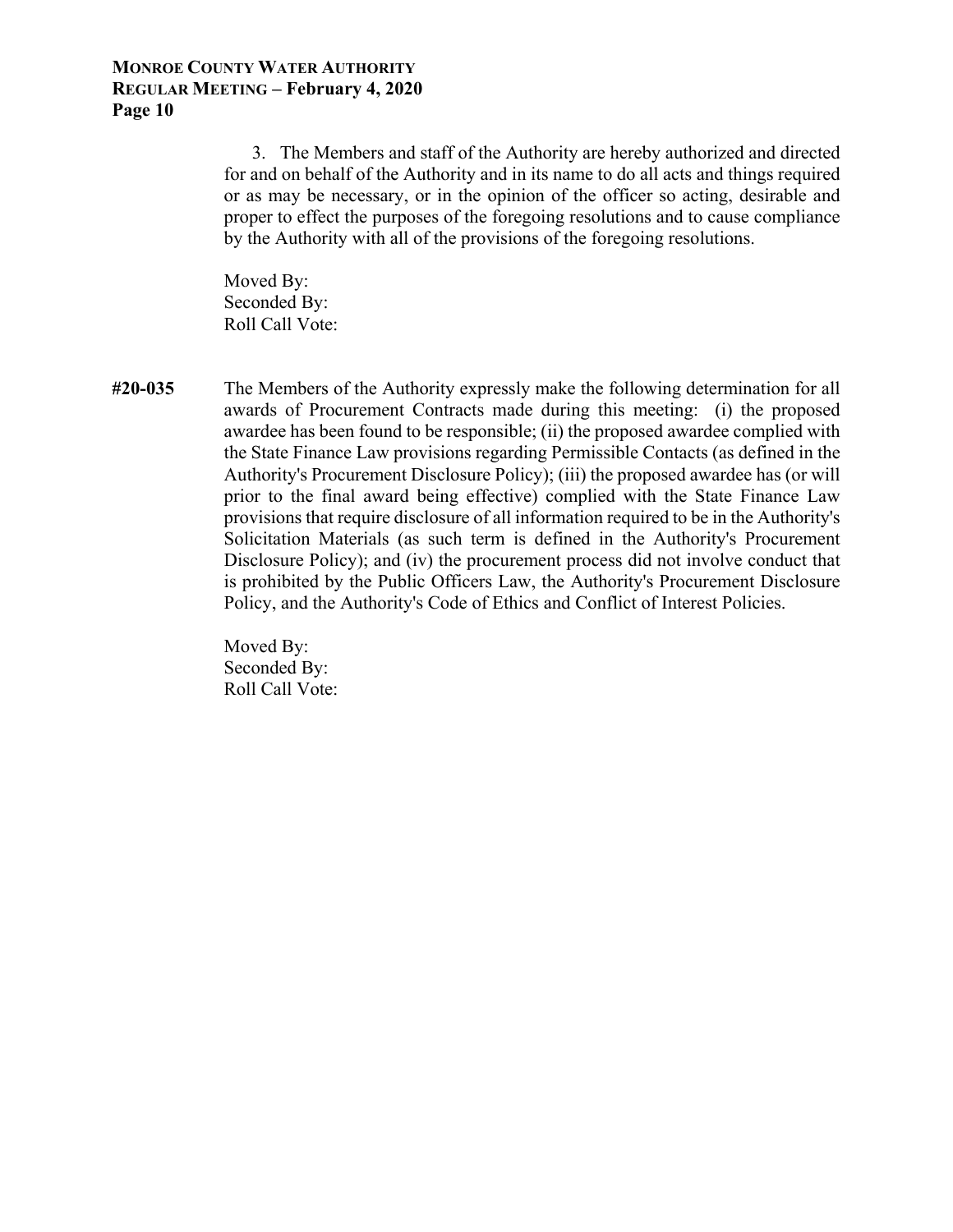3. The Members and staff of the Authority are hereby authorized and directed for and on behalf of the Authority and in its name to do all acts and things required or as may be necessary, or in the opinion of the officer so acting, desirable and proper to effect the purposes of the foregoing resolutions and to cause compliance by the Authority with all of the provisions of the foregoing resolutions.

Moved By:
Seconded By:
Roll Call Vote:

**#20-035** The Members of the Authority expressly make the following determination for all awards of Procurement Contracts made during this meeting: (i) the proposed awardee has been found to be responsible; (ii) the proposed awardee complied with the State Finance Law provisions regarding Permissible Contacts (as defined in the Authority's Procurement Disclosure Policy); (iii) the proposed awardee has (or will prior to the final award being effective) complied with the State Finance Law provisions that require disclosure of all information required to be in the Authority's Solicitation Materials (as such term is defined in the Authority's Procurement Disclosure Policy); and (iv) the procurement process did not involve conduct that is prohibited by the Public Officers Law, the Authority's Procurement Disclosure Policy, and the Authority's Code of Ethics and Conflict of Interest Policies.

Moved By:
Seconded By:
Roll Call Vote: